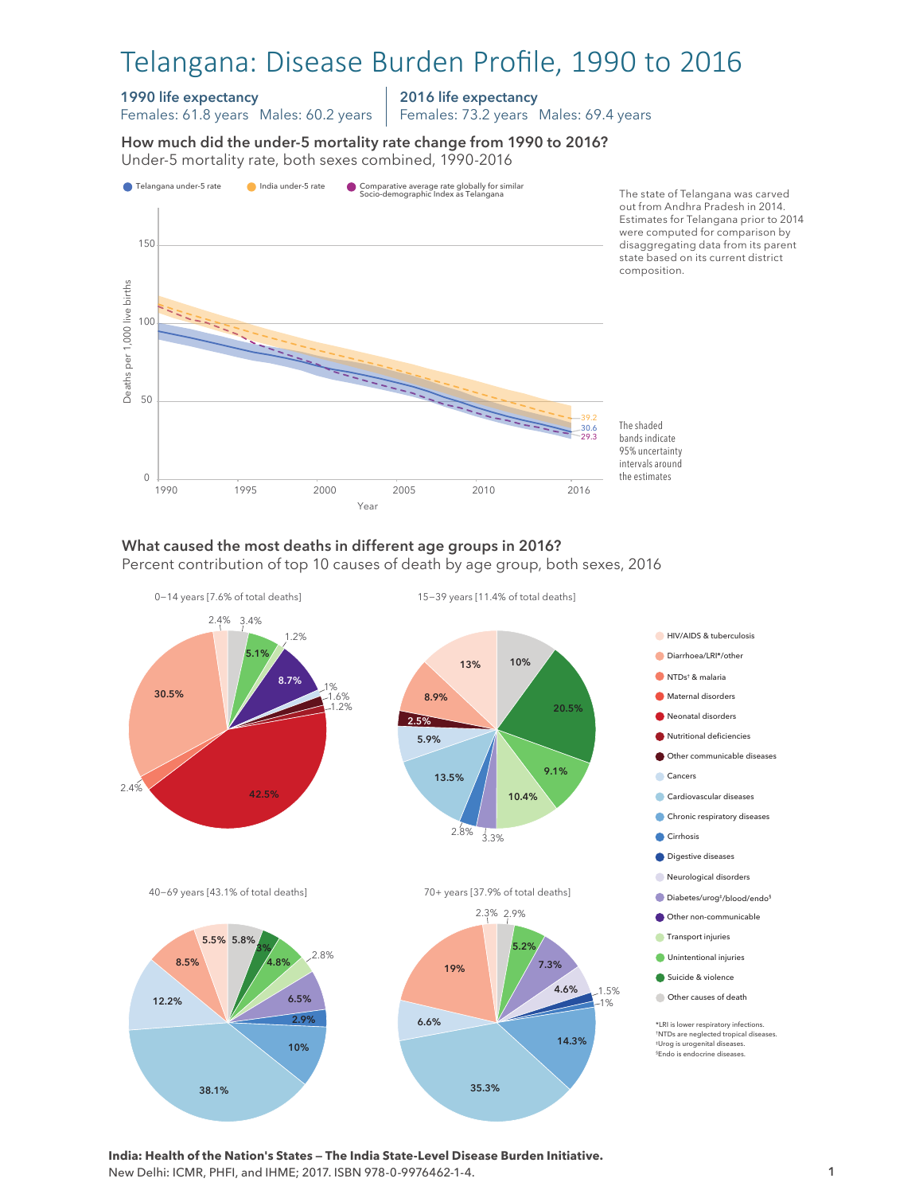# Telangana: Disease Burden Profile, 1990 to 2016

**1990 life expectancy**
Females: 61.8 years   Males: 60.2 years

**2016 life expectancy**
Females: 73.2 years   Males: 69.4 years

### How much did the under-5 mortality rate change from 1990 to 2016?

Under-5 mortality rate, both sexes combined, 1990-2016

- Telangana under-5 rate
- India under-5 rate
- Comparative average rate globally for similar Socio-demographic Index as Telangana

Deaths per 1,000 live births (y-axis: 0, 50, 100, 150); Year (x-axis: 1990, 1995, 2000, 2005, 2010, 2016)

2016 values: India 39.2; Telangana 30.6; Comparative 29.3

The state of Telangana was carved out from Andhra Pradesh in 2014. Estimates for Telangana prior to 2014 were computed for comparison by disaggregating data from its parent state based on its current district composition.

The shaded bands indicate 95% uncertainty intervals around the estimates

### What caused the most deaths in different age groups in 2016?

Percent contribution of top 10 causes of death by age group, both sexes, 2016

**0–14 years [7.6% of total deaths]**

42.5%, 30.5%, 8.7%, 5.1%, 3.4%, 2.4%, 2.4%, 1.6%, 1.2%, 1.2%, 1%

**15–39 years [11.4% of total deaths]**

20.5%, 13.5%, 13%, 10.4%, 10%, 9.1%, 8.9%, 5.9%, 3.3%, 2.8%, 2.5%

**40–69 years [43.1% of total deaths]**

38.1%, 12.2%, 10%, 8.5%, 6.5%, 5.8%, 5.5%, 4.8%, 3%, 2.9%, 2.8%

**70+ years [37.9% of total deaths]**

35.3%, 19%, 14.3%, 7.3%, 6.6%, 5.2%, 4.6%, 2.9%, 2.3%, 1.5%, 1%

Legend:
- HIV/AIDS & tuberculosis
- Diarrhoea/LRI*/other
- NTDs† & malaria
- Maternal disorders
- Neonatal disorders
- Nutritional deficiencies
- Other communicable diseases
- Cancers
- Cardiovascular diseases
- Chronic respiratory diseases
- Cirrhosis
- Digestive diseases
- Neurological disorders
- Diabetes/urog‡/blood/endo§
- Other non-communicable
- Transport injuries
- Unintentional injuries
- Suicide & violence
- Other causes of death

*LRI is lower respiratory infections.
†NTDs are neglected tropical diseases.
‡Urog is urogenital diseases.
§Endo is endocrine diseases.

**India: Health of the Nation's States — The India State-Level Disease Burden Initiative.**
New Delhi: ICMR, PHFI, and IHME; 2017. ISBN 978-0-9976462-1-4.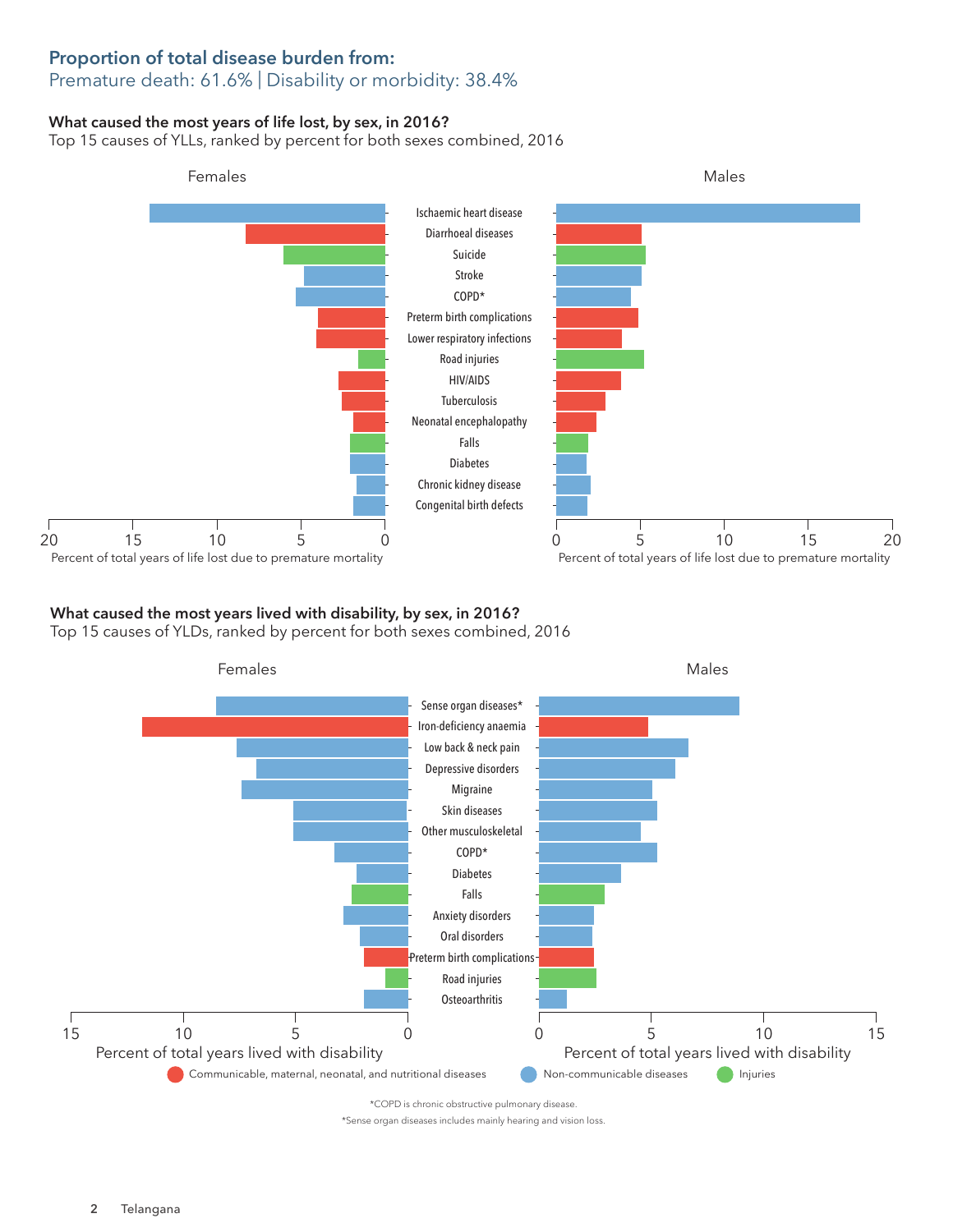## Proportion of total disease burden from:

Premature death: 61.6% | Disability or morbidity: 38.4%

### What caused the most years of life lost, by sex, in 2016?

Top 15 causes of YLLs, ranked by percent for both sexes combined, 2016

Females | Males

- Ischaemic heart disease
- Diarrhoeal diseases
- Suicide
- Stroke
- COPD*
- Preterm birth complications
- Lower respiratory infections
- Road injuries
- HIV/AIDS
- Tuberculosis
- Neonatal encephalopathy
- Falls
- Diabetes
- Chronic kidney disease
- Congenital birth defects

Axis: 20, 15, 10, 5, 0 | 0, 5, 10, 15, 20

Percent of total years of life lost due to premature mortality

### What caused the most years lived with disability, by sex, in 2016?

Top 15 causes of YLDs, ranked by percent for both sexes combined, 2016

Females | Males

- Sense organ diseases*
- Iron-deficiency anaemia
- Low back & neck pain
- Depressive disorders
- Migraine
- Skin diseases
- Other musculoskeletal
- COPD*
- Diabetes
- Falls
- Anxiety disorders
- Oral disorders
- Preterm birth complications
- Road injuries
- Osteoarthritis

Axis: 15, 10, 5, 0 | 0, 5, 10, 15

Percent of total years lived with disability

Communicable, maternal, neonatal, and nutritional diseases | Non-communicable diseases | Injuries

*COPD is chronic obstructive pulmonary disease.

*Sense organ diseases includes mainly hearing and vision loss.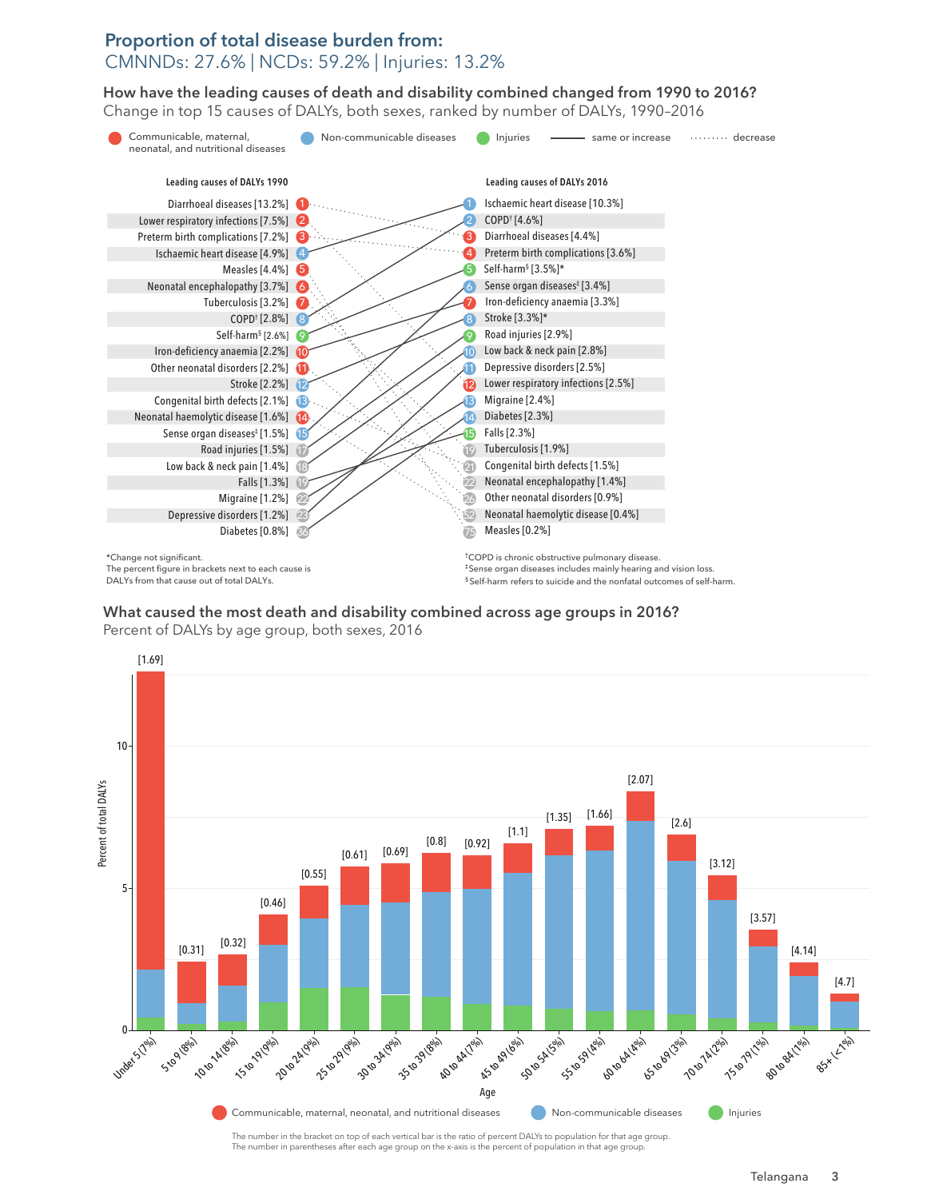## Proportion of total disease burden from:

CMNNDs: 27.6% | NCDs: 59.2% | Injuries: 13.2%

### How have the leading causes of death and disability combined changed from 1990 to 2016?

Change in top 15 causes of DALYs, both sexes, ranked by number of DALYs, 1990–2016

Legend: Communicable, maternal, neonatal, and nutritional diseases | Non-communicable diseases | Injuries | —— same or increase | ········ decrease

| Rank | Leading causes of DALYs 1990 | Rank | Leading causes of DALYs 2016 |
|---|---|---|---|
| 1 | Diarrhoeal diseases [13.2%] | 1 | Ischaemic heart disease [10.3%] |
| 2 | Lower respiratory infections [7.5%] | 2 | COPD† [4.6%] |
| 3 | Preterm birth complications [7.2%] | 3 | Diarrhoeal diseases [4.4%] |
| 4 | Ischaemic heart disease [4.9%] | 4 | Preterm birth complications [3.6%] |
| 5 | Measles [4.4%] | 5 | Self-harm§ [3.5%]* |
| 6 | Neonatal encephalopathy [3.7%] | 6 | Sense organ diseases‡ [3.4%] |
| 7 | Tuberculosis [3.2%] | 7 | Iron-deficiency anaemia [3.3%] |
| 8 | COPD† [2.8%] | 8 | Stroke [3.3%]* |
| 9 | Self-harm§ [2.6%] | 9 | Road injuries [2.9%] |
| 10 | Iron-deficiency anaemia [2.2%] | 10 | Low back & neck pain [2.8%] |
| 11 | Other neonatal disorders [2.2%] | 11 | Depressive disorders [2.5%] |
| 12 | Stroke [2.2%] | 12 | Lower respiratory infections [2.5%] |
| 13 | Congenital birth defects [2.1%] | 13 | Migraine [2.4%] |
| 14 | Neonatal haemolytic disease [1.6%] | 14 | Diabetes [2.3%] |
| 15 | Sense organ diseases‡ [1.5%] | 15 | Falls [2.3%] |
| 17 | Road injuries [1.5%] | 19 | Tuberculosis [1.9%] |
| 18 | Low back & neck pain [1.4%] | 21 | Congenital birth defects [1.5%] |
| 19 | Falls [1.3%] | 22 | Neonatal encephalopathy [1.4%] |
| 22 | Migraine [1.2%] | 26 | Other neonatal disorders [0.9%] |
| 23 | Depressive disorders [1.2%] | 32 | Neonatal haemolytic disease [0.4%] |
| 36 | Diabetes [0.8%] | 75 | Measles [0.2%] |

*Change not significant.
The percent figure in brackets next to each cause is DALYs from that cause out of total DALYs.

†COPD is chronic obstructive pulmonary disease.
‡Sense organ diseases includes mainly hearing and vision loss.
§Self-harm refers to suicide and the nonfatal outcomes of self-harm.

### What caused the most death and disability combined across age groups in 2016?

Percent of DALYs by age group, both sexes, 2016

| Age (percent of population) | Ratio of percent DALYs to population |
|---|---|
| Under 5 (7%) | [1.69] |
| 5 to 9 (8%) | [0.31] |
| 10 to 14 (8%) | [0.32] |
| 15 to 19 (9%) | [0.46] |
| 20 to 24 (9%) | [0.55] |
| 25 to 29 (9%) | [0.61] |
| 30 to 34 (9%) | [0.69] |
| 35 to 39 (8%) | [0.8] |
| 40 to 44 (7%) | [0.92] |
| 45 to 49 (6%) | [1.1] |
| 50 to 54 (5%) | [1.35] |
| 55 to 59 (4%) | [1.66] |
| 60 to 64 (4%) | [2.07] |
| 65 to 69 (3%) | [2.6] |
| 70 to 74 (2%) | [3.12] |
| 75 to 79 (1%) | [3.57] |
| 80 to 84 (1%) | [4.14] |
| 85+ (<1%) | [4.7] |

Legend: Communicable, maternal, neonatal, and nutritional diseases | Non-communicable diseases | Injuries

The number in the bracket on top of each vertical bar is the ratio of percent DALYs to population for that age group.
The number in parentheses after each age group on the x-axis is the percent of population in that age group.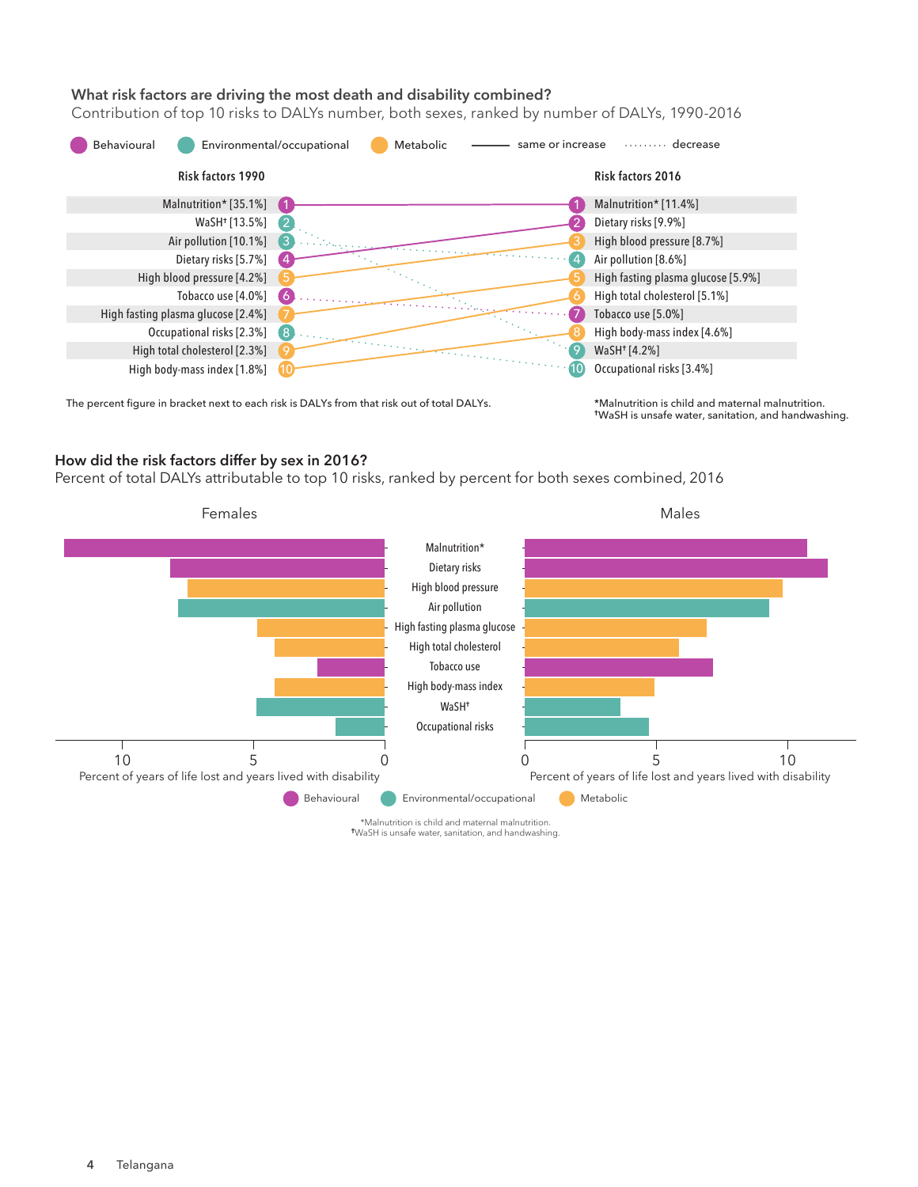## What risk factors are driving the most death and disability combined?

Contribution of top 10 risks to DALYs number, both sexes, ranked by number of DALYs, 1990-2016

Behavioural   Environmental/occupational   Metabolic   same or increase   decrease

Risk factors 1990

1 Malnutrition* [35.1%]
2 WaSH† [13.5%]
3 Air pollution [10.1%]
4 Dietary risks [5.7%]
5 High blood pressure [4.2%]
6 Tobacco use [4.0%]
7 High fasting plasma glucose [2.4%]
8 Occupational risks [2.3%]
9 High total cholesterol [2.3%]
10 High body-mass index [1.8%]

Risk factors 2016

1 Malnutrition* [11.4%]
2 Dietary risks [9.9%]
3 High blood pressure [8.7%]
4 Air pollution [8.6%]
5 High fasting plasma glucose [5.9%]
6 High total cholesterol [5.1%]
7 Tobacco use [5.0%]
8 High body-mass index [4.6%]
9 WaSH† [4.2%]
10 Occupational risks [3.4%]

The percent figure in bracket next to each risk is DALYs from that risk out of total DALYs.

*Malnutrition is child and maternal malnutrition.
†WaSH is unsafe water, sanitation, and handwashing.

## How did the risk factors differ by sex in 2016?

Percent of total DALYs attributable to top 10 risks, ranked by percent for both sexes combined, 2016

Females

Males

Malnutrition*
Dietary risks
High blood pressure
Air pollution
High fasting plasma glucose
High total cholesterol
Tobacco use
High body-mass index
WaSH†
Occupational risks

10 5 0

0 5 10

Percent of years of life lost and years lived with disability

Behavioural   Environmental/occupational   Metabolic

*Malnutrition is child and maternal malnutrition.
†WaSH is unsafe water, sanitation, and handwashing.